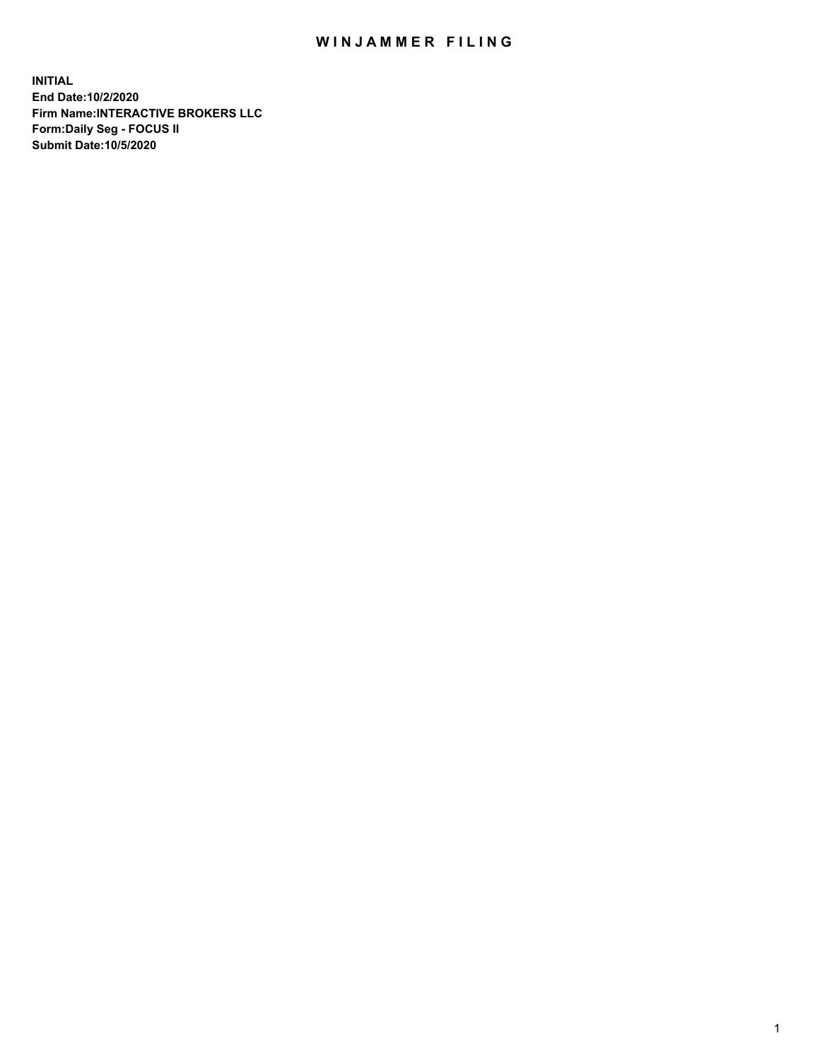# WINJAMMER FILING

**INITIAL**
**End Date:10/2/2020**
**Firm Name:INTERACTIVE BROKERS LLC**
**Form:Daily Seg - FOCUS II**
**Submit Date:10/5/2020**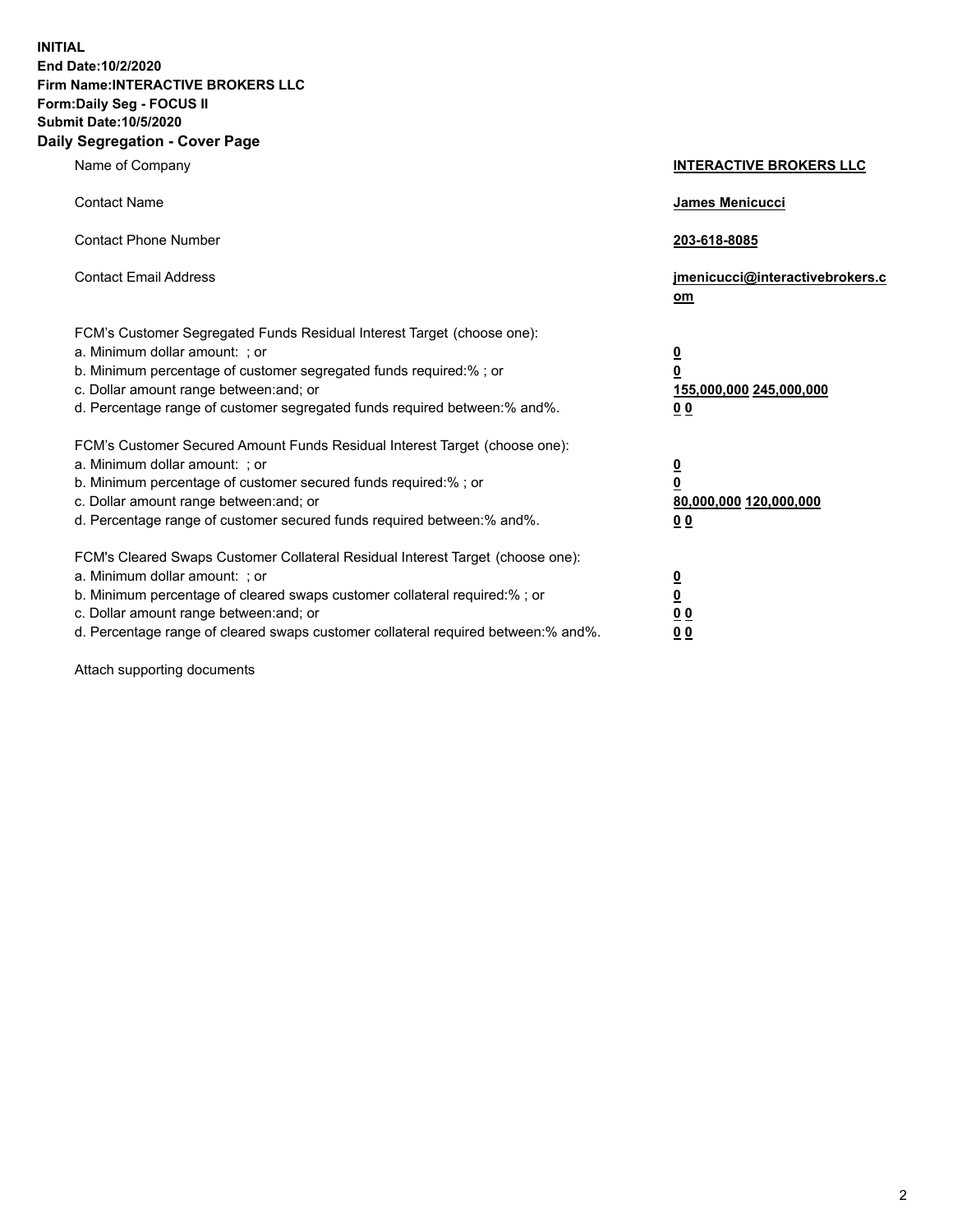**INITIAL**
**End Date:10/2/2020**
**Firm Name:INTERACTIVE BROKERS LLC**
**Form:Daily Seg - FOCUS II**
**Submit Date:10/5/2020**

## Daily Segregation - Cover Page

| | |
|---|---|
| Name of Company | **INTERACTIVE BROKERS LLC** |
| Contact Name | **James Menicucci** |
| Contact Phone Number | **203-618-8085** |
| Contact Email Address | **jmenicucci@interactivebrokers.com** |

FCM's Customer Segregated Funds Residual Interest Target (choose one):

| | |
|---|---|
| a. Minimum dollar amount: ; or | **0** |
| b. Minimum percentage of customer segregated funds required:% ; or | **0** |
| c. Dollar amount range between:and; or | **155,000,000 245,000,000** |
| d. Percentage range of customer segregated funds required between:% and%. | **0 0** |

FCM's Customer Secured Amount Funds Residual Interest Target (choose one):

| | |
|---|---|
| a. Minimum dollar amount: ; or | **0** |
| b. Minimum percentage of customer secured funds required:% ; or | **0** |
| c. Dollar amount range between:and; or | **80,000,000 120,000,000** |
| d. Percentage range of customer secured funds required between:% and%. | **0 0** |

FCM's Cleared Swaps Customer Collateral Residual Interest Target (choose one):

| | |
|---|---|
| a. Minimum dollar amount: ; or | **0** |
| b. Minimum percentage of cleared swaps customer collateral required:% ; or | **0** |
| c. Dollar amount range between:and; or | **0 0** |
| d. Percentage range of cleared swaps customer collateral required between:% and%. | **0 0** |

Attach supporting documents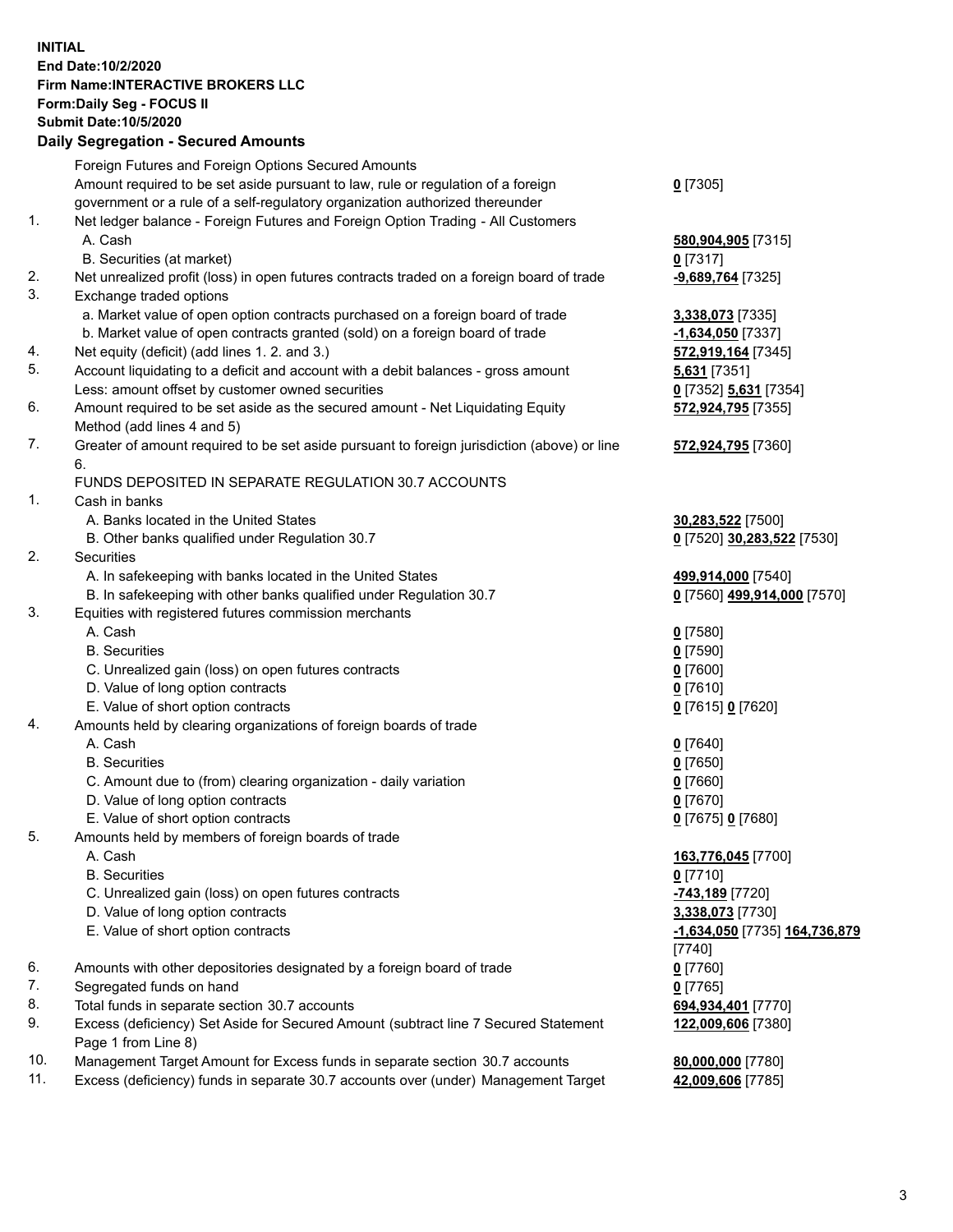**INITIAL**
**End Date:10/2/2020**
**Firm Name:INTERACTIVE BROKERS LLC**
**Form:Daily Seg - FOCUS II**
**Submit Date:10/5/2020**

## Daily Segregation - Secured Amounts

| | | |
|---|---|---|
| | Foreign Futures and Foreign Options Secured Amounts | |
| | Amount required to be set aside pursuant to law, rule or regulation of a foreign government or a rule of a self-regulatory organization authorized thereunder | **0** [7305] |
| 1. | Net ledger balance - Foreign Futures and Foreign Option Trading - All Customers | |
| | A. Cash | **580,904,905** [7315] |
| | B. Securities (at market) | **0** [7317] |
| 2. | Net unrealized profit (loss) in open futures contracts traded on a foreign board of trade | **-9,689,764** [7325] |
| 3. | Exchange traded options | |
| | a. Market value of open option contracts purchased on a foreign board of trade | **3,338,073** [7335] |
| | b. Market value of open contracts granted (sold) on a foreign board of trade | **-1,634,050** [7337] |
| 4. | Net equity (deficit) (add lines 1. 2. and 3.) | **572,919,164** [7345] |
| 5. | Account liquidating to a deficit and account with a debit balances - gross amount | **5,631** [7351] |
| | Less: amount offset by customer owned securities | **0** [7352] **5,631** [7354] |
| 6. | Amount required to be set aside as the secured amount - Net Liquidating Equity Method (add lines 4 and 5) | **572,924,795** [7355] |
| 7. | Greater of amount required to be set aside pursuant to foreign jurisdiction (above) or line 6. | **572,924,795** [7360] |
| | FUNDS DEPOSITED IN SEPARATE REGULATION 30.7 ACCOUNTS | |
| 1. | Cash in banks | |
| | A. Banks located in the United States | **30,283,522** [7500] |
| | B. Other banks qualified under Regulation 30.7 | **0** [7520] **30,283,522** [7530] |
| 2. | Securities | |
| | A. In safekeeping with banks located in the United States | **499,914,000** [7540] |
| | B. In safekeeping with other banks qualified under Regulation 30.7 | **0** [7560] **499,914,000** [7570] |
| 3. | Equities with registered futures commission merchants | |
| | A. Cash | **0** [7580] |
| | B. Securities | **0** [7590] |
| | C. Unrealized gain (loss) on open futures contracts | **0** [7600] |
| | D. Value of long option contracts | **0** [7610] |
| | E. Value of short option contracts | **0** [7615] **0** [7620] |
| 4. | Amounts held by clearing organizations of foreign boards of trade | |
| | A. Cash | **0** [7640] |
| | B. Securities | **0** [7650] |
| | C. Amount due to (from) clearing organization - daily variation | **0** [7660] |
| | D. Value of long option contracts | **0** [7670] |
| | E. Value of short option contracts | **0** [7675] **0** [7680] |
| 5. | Amounts held by members of foreign boards of trade | |
| | A. Cash | **163,776,045** [7700] |
| | B. Securities | **0** [7710] |
| | C. Unrealized gain (loss) on open futures contracts | **-743,189** [7720] |
| | D. Value of long option contracts | **3,338,073** [7730] |
| | E. Value of short option contracts | **-1,634,050** [7735] **164,736,879** [7740] |
| 6. | Amounts with other depositories designated by a foreign board of trade | **0** [7760] |
| 7. | Segregated funds on hand | **0** [7765] |
| 8. | Total funds in separate section 30.7 accounts | **694,934,401** [7770] |
| 9. | Excess (deficiency) Set Aside for Secured Amount (subtract line 7 Secured Statement Page 1 from Line 8) | **122,009,606** [7380] |
| 10. | Management Target Amount for Excess funds in separate section 30.7 accounts | **80,000,000** [7780] |
| 11. | Excess (deficiency) funds in separate 30.7 accounts over (under) Management Target | **42,009,606** [7785] |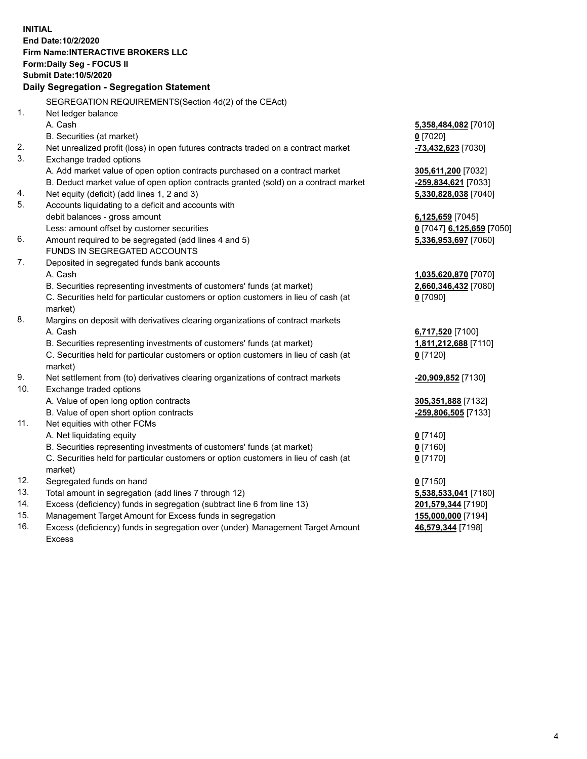**INITIAL**
**End Date:10/2/2020**
**Firm Name:INTERACTIVE BROKERS LLC**
**Form:Daily Seg - FOCUS II**
**Submit Date:10/5/2020**
**Daily Segregation - Segregation Statement**

| | | |
|---|---|---|
| | SEGREGATION REQUIREMENTS(Section 4d(2) of the CEAct) | |
| 1. | Net ledger balance | |
| | A. Cash | **5,358,484,082** [7010] |
| | B. Securities (at market) | **0** [7020] |
| 2. | Net unrealized profit (loss) in open futures contracts traded on a contract market | **-73,432,623** [7030] |
| 3. | Exchange traded options | |
| | A. Add market value of open option contracts purchased on a contract market | **305,611,200** [7032] |
| | B. Deduct market value of open option contracts granted (sold) on a contract market | **-259,834,621** [7033] |
| 4. | Net equity (deficit) (add lines 1, 2 and 3) | **5,330,828,038** [7040] |
| 5. | Accounts liquidating to a deficit and accounts with | |
| | debit balances - gross amount | **6,125,659** [7045] |
| | Less: amount offset by customer securities | **0** [7047] **6,125,659** [7050] |
| 6. | Amount required to be segregated (add lines 4 and 5) | **5,336,953,697** [7060] |
| | FUNDS IN SEGREGATED ACCOUNTS | |
| 7. | Deposited in segregated funds bank accounts | |
| | A. Cash | **1,035,620,870** [7070] |
| | B. Securities representing investments of customers' funds (at market) | **2,660,346,432** [7080] |
| | C. Securities held for particular customers or option customers in lieu of cash (at market) | **0** [7090] |
| 8. | Margins on deposit with derivatives clearing organizations of contract markets | |
| | A. Cash | **6,717,520** [7100] |
| | B. Securities representing investments of customers' funds (at market) | **1,811,212,688** [7110] |
| | C. Securities held for particular customers or option customers in lieu of cash (at market) | **0** [7120] |
| 9. | Net settlement from (to) derivatives clearing organizations of contract markets | **-20,909,852** [7130] |
| 10. | Exchange traded options | |
| | A. Value of open long option contracts | **305,351,888** [7132] |
| | B. Value of open short option contracts | **-259,806,505** [7133] |
| 11. | Net equities with other FCMs | |
| | A. Net liquidating equity | **0** [7140] |
| | B. Securities representing investments of customers' funds (at market) | **0** [7160] |
| | C. Securities held for particular customers or option customers in lieu of cash (at market) | **0** [7170] |
| 12. | Segregated funds on hand | **0** [7150] |
| 13. | Total amount in segregation (add lines 7 through 12) | **5,538,533,041** [7180] |
| 14. | Excess (deficiency) funds in segregation (subtract line 6 from line 13) | **201,579,344** [7190] |
| 15. | Management Target Amount for Excess funds in segregation | **155,000,000** [7194] |
| 16. | Excess (deficiency) funds in segregation over (under) Management Target Amount Excess | **46,579,344** [7198] |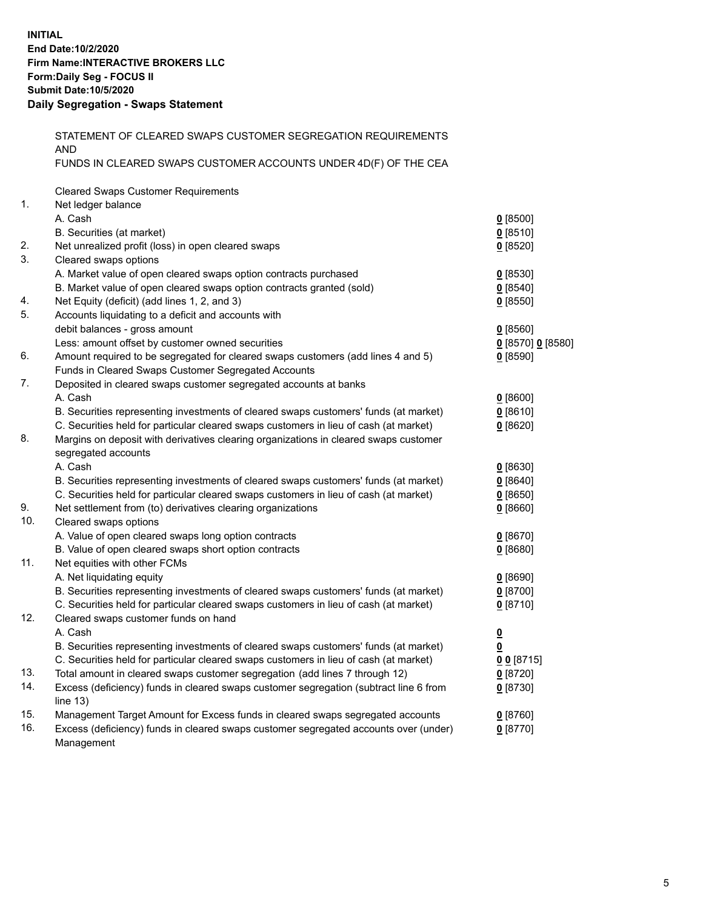**INITIAL**
**End Date:10/2/2020**
**Firm Name:INTERACTIVE BROKERS LLC**
**Form:Daily Seg - FOCUS II**
**Submit Date:10/5/2020**
**Daily Segregation - Swaps Statement**

STATEMENT OF CLEARED SWAPS CUSTOMER SEGREGATION REQUIREMENTS AND FUNDS IN CLEARED SWAPS CUSTOMER ACCOUNTS UNDER 4D(F) OF THE CEA

| | | |
|---|---|---|
| | Cleared Swaps Customer Requirements | |
| 1. | Net ledger balance | |
| | A. Cash | 0 [8500] |
| | B. Securities (at market) | 0 [8510] |
| 2. | Net unrealized profit (loss) in open cleared swaps | 0 [8520] |
| 3. | Cleared swaps options | |
| | A. Market value of open cleared swaps option contracts purchased | 0 [8530] |
| | B. Market value of open cleared swaps option contracts granted (sold) | 0 [8540] |
| 4. | Net Equity (deficit) (add lines 1, 2, and 3) | 0 [8550] |
| 5. | Accounts liquidating to a deficit and accounts with debit balances - gross amount | 0 [8560] |
| | Less: amount offset by customer owned securities | 0 [8570] 0 [8580] |
| 6. | Amount required to be segregated for cleared swaps customers (add lines 4 and 5) | 0 [8590] |
| | Funds in Cleared Swaps Customer Segregated Accounts | |
| 7. | Deposited in cleared swaps customer segregated accounts at banks | |
| | A. Cash | 0 [8600] |
| | B. Securities representing investments of cleared swaps customers' funds (at market) | 0 [8610] |
| | C. Securities held for particular cleared swaps customers in lieu of cash (at market) | 0 [8620] |
| 8. | Margins on deposit with derivatives clearing organizations in cleared swaps customer segregated accounts | |
| | A. Cash | 0 [8630] |
| | B. Securities representing investments of cleared swaps customers' funds (at market) | 0 [8640] |
| | C. Securities held for particular cleared swaps customers in lieu of cash (at market) | 0 [8650] |
| 9. | Net settlement from (to) derivatives clearing organizations | 0 [8660] |
| 10. | Cleared swaps options | |
| | A. Value of open cleared swaps long option contracts | 0 [8670] |
| | B. Value of open cleared swaps short option contracts | 0 [8680] |
| 11. | Net equities with other FCMs | |
| | A. Net liquidating equity | 0 [8690] |
| | B. Securities representing investments of cleared swaps customers' funds (at market) | 0 [8700] |
| | C. Securities held for particular cleared swaps customers in lieu of cash (at market) | 0 [8710] |
| 12. | Cleared swaps customer funds on hand | |
| | A. Cash | 0 |
| | B. Securities representing investments of cleared swaps customers' funds (at market) | 0 |
| | C. Securities held for particular cleared swaps customers in lieu of cash (at market) | 0 0 [8715] |
| 13. | Total amount in cleared swaps customer segregation (add lines 7 through 12) | 0 [8720] |
| 14. | Excess (deficiency) funds in cleared swaps customer segregation (subtract line 6 from line 13) | 0 [8730] |
| 15. | Management Target Amount for Excess funds in cleared swaps segregated accounts | 0 [8760] |
| 16. | Excess (deficiency) funds in cleared swaps customer segregated accounts over (under) Management | 0 [8770] |